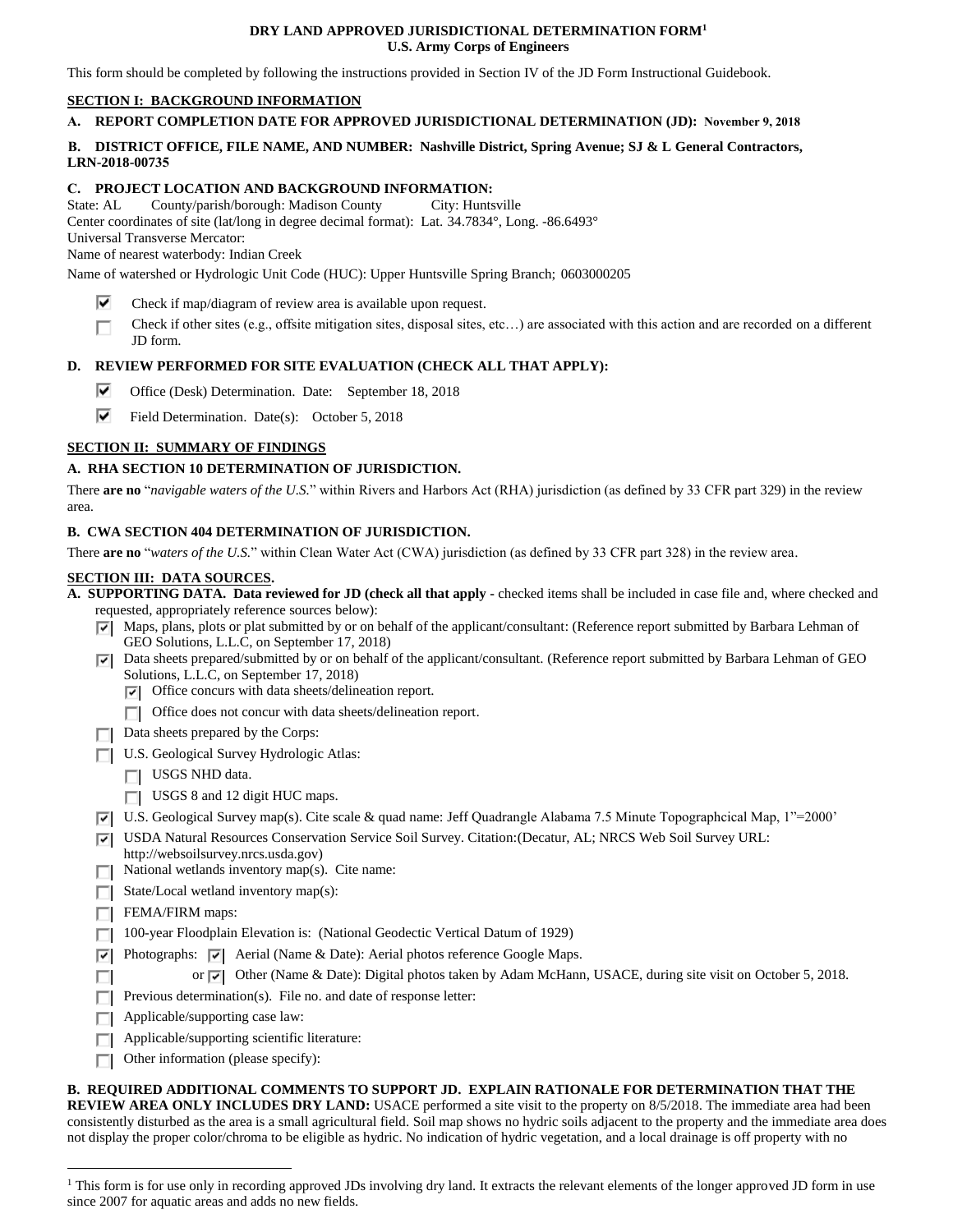**DRY LAND APPROVED JURISDICTIONAL DETERMINATION FORM[1]**
**U.S. Army Corps of Engineers**

This form should be completed by following the instructions provided in Section IV of the JD Form Instructional Guidebook.

## SECTION I: BACKGROUND INFORMATION

**A. REPORT COMPLETION DATE FOR APPROVED JURISDICTIONAL DETERMINATION (JD): November 9, 2018**

**B. DISTRICT OFFICE, FILE NAME, AND NUMBER: Nashville District, Spring Avenue; SJ & L General Contractors, LRN-2018-00735**

**C. PROJECT LOCATION AND BACKGROUND INFORMATION:**

State: AL County/parish/borough: Madison County City: Huntsville
Center coordinates of site (lat/long in degree decimal format): Lat. 34.7834°, Long. -86.6493°
Universal Transverse Mercator:
Name of nearest waterbody: Indian Creek
Name of watershed or Hydrologic Unit Code (HUC): Upper Huntsville Spring Branch; 0603000205

- [x] Check if map/diagram of review area is available upon request.
- [ ] Check if other sites (e.g., offsite mitigation sites, disposal sites, etc…) are associated with this action and are recorded on a different JD form.

**D. REVIEW PERFORMED FOR SITE EVALUATION (CHECK ALL THAT APPLY):**

- [x] Office (Desk) Determination. Date: September 18, 2018
- [x] Field Determination. Date(s): October 5, 2018

## SECTION II: SUMMARY OF FINDINGS

**A. RHA SECTION 10 DETERMINATION OF JURISDICTION.**

There **are no** "*navigable waters of the U.S.*" within Rivers and Harbors Act (RHA) jurisdiction (as defined by 33 CFR part 329) in the review area.

**B. CWA SECTION 404 DETERMINATION OF JURISDICTION.**

There **are no** "*waters of the U.S.*" within Clean Water Act (CWA) jurisdiction (as defined by 33 CFR part 328) in the review area.

## SECTION III: DATA SOURCES.

**A. SUPPORTING DATA. Data reviewed for JD (check all that apply** - checked items shall be included in case file and, where checked and requested, appropriately reference sources below):

- [x] Maps, plans, plots or plat submitted by or on behalf of the applicant/consultant: (Reference report submitted by Barbara Lehman of GEO Solutions, L.L.C, on September 17, 2018)
- [x] Data sheets prepared/submitted by or on behalf of the applicant/consultant. (Reference report submitted by Barbara Lehman of GEO Solutions, L.L.C, on September 17, 2018)
  - [x] Office concurs with data sheets/delineation report.
  - [ ] Office does not concur with data sheets/delineation report.
- [ ] Data sheets prepared by the Corps:
- [ ] U.S. Geological Survey Hydrologic Atlas:
  - [ ] USGS NHD data.
  - [ ] USGS 8 and 12 digit HUC maps.
- [x] U.S. Geological Survey map(s). Cite scale & quad name: Jeff Quadrangle Alabama 7.5 Minute Topographcical Map, 1"=2000'
- [x] USDA Natural Resources Conservation Service Soil Survey. Citation:(Decatur, AL; NRCS Web Soil Survey URL: http://websoilsurvey.nrcs.usda.gov)
- [ ] National wetlands inventory map(s). Cite name:
- [ ] State/Local wetland inventory map(s):
- [ ] FEMA/FIRM maps:
- [ ] 100-year Floodplain Elevation is: (National Geodectic Vertical Datum of 1929)
- [x] Photographs: [x] Aerial (Name & Date): Aerial photos reference Google Maps.
- [ ] or [x] Other (Name & Date): Digital photos taken by Adam McHann, USACE, during site visit on October 5, 2018.
- [ ] Previous determination(s). File no. and date of response letter:
- [ ] Applicable/supporting case law:
- [ ] Applicable/supporting scientific literature:
- [ ] Other information (please specify):

**B. REQUIRED ADDITIONAL COMMENTS TO SUPPORT JD. EXPLAIN RATIONALE FOR DETERMINATION THAT THE REVIEW AREA ONLY INCLUDES DRY LAND:** USACE performed a site visit to the property on 8/5/2018. The immediate area had been consistently disturbed as the area is a small agricultural field. Soil map shows no hydric soils adjacent to the property and the immediate area does not display the proper color/chroma to be eligible as hydric. No indication of hydric vegetation, and a local drainage is off property with no

[1] This form is for use only in recording approved JDs involving dry land. It extracts the relevant elements of the longer approved JD form in use since 2007 for aquatic areas and adds no new fields.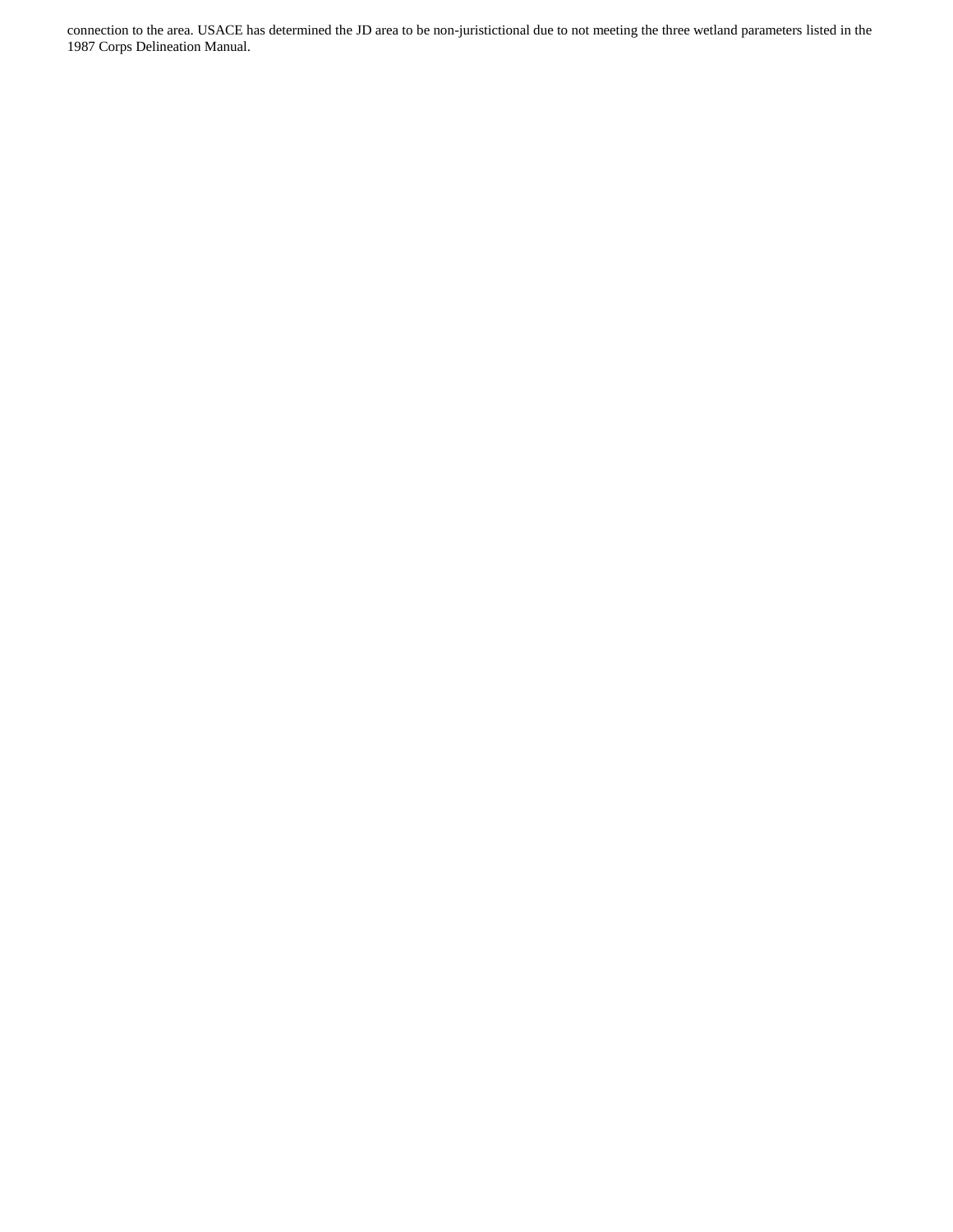connection to the area. USACE has determined the JD area to be non-juristictional due to not meeting the three wetland parameters listed in the 1987 Corps Delineation Manual.